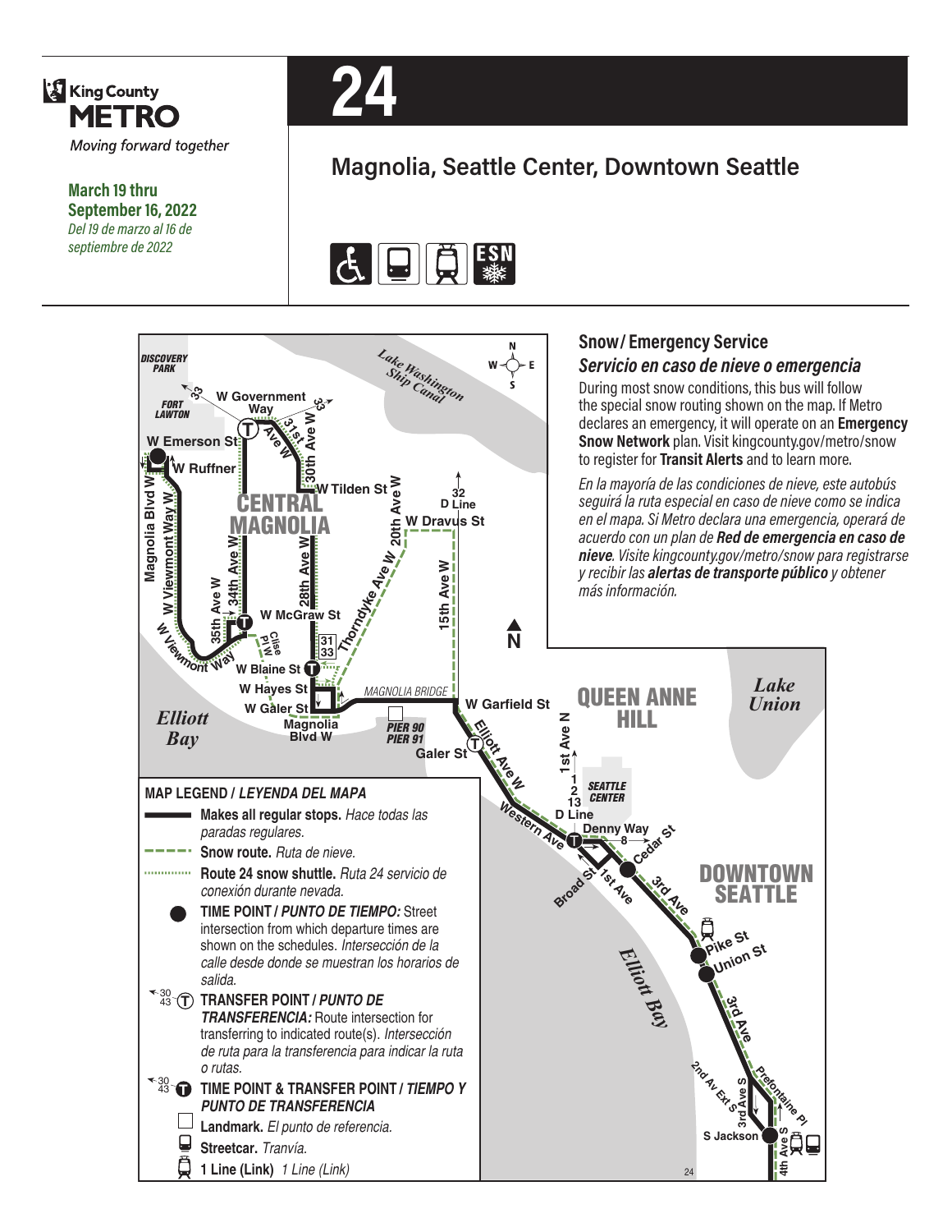King County METRO

*Moving forward together*

**March 19 thru September 16, 2022**

*Del 19 de marzo al 16 de septiembre de 2022*

# 24

## Magnolia, Seattle Center, Downtown Seattle

### Snow/ Emergency Service

### *Servicio en caso de nieve o emergencia*

During most snow conditions, this bus will follow the special snow routing shown on the map. If Metro declares an emergency, it will operate on an **Emergency Snow Network** plan. Visit kingcounty.gov/metro/snow to register for **Transit Alerts** and to learn more.

*En la mayoría de las condiciones de nieve, este autobús seguirá la ruta especial en caso de nieve como se indica en el mapa. Si Metro declara una emergencia, operará de acuerdo con un plan de* ***Red de emergencia en caso de nieve****. Visite kingcounty.gov/metro/snow para registrarse y recibir las* ***alertas de transporte público*** *y obtener más información.*

**MAP LEGEND /** ***LEYENDA DEL MAPA***

- **Makes all regular stops.** *Hace todas las paradas regulares.*
- **Snow route.** *Ruta de nieve.*
- **Route 24 snow shuttle.** *Ruta 24 servicio de conexión durante nevada.*
- **TIME POINT /** ***PUNTO DE TIEMPO:*** Street intersection from which departure times are shown on the schedules. *Intersección de la calle desde donde se muestran los horarios de salida.*
- **TRANSFER POINT /** ***PUNTO DE TRANSFERENCIA:*** Route intersection for transferring to indicated route(s). *Intersección de ruta para la transferencia para indicar la ruta o rutas.*
- **TIME POINT & TRANSFER POINT /** ***TIEMPO Y PUNTO DE TRANSFERENCIA***
- **Landmark.** *El punto de referencia.*
- **Streetcar.** *Tranvía.*
- **1 Line (Link)** *1 Line (Link)*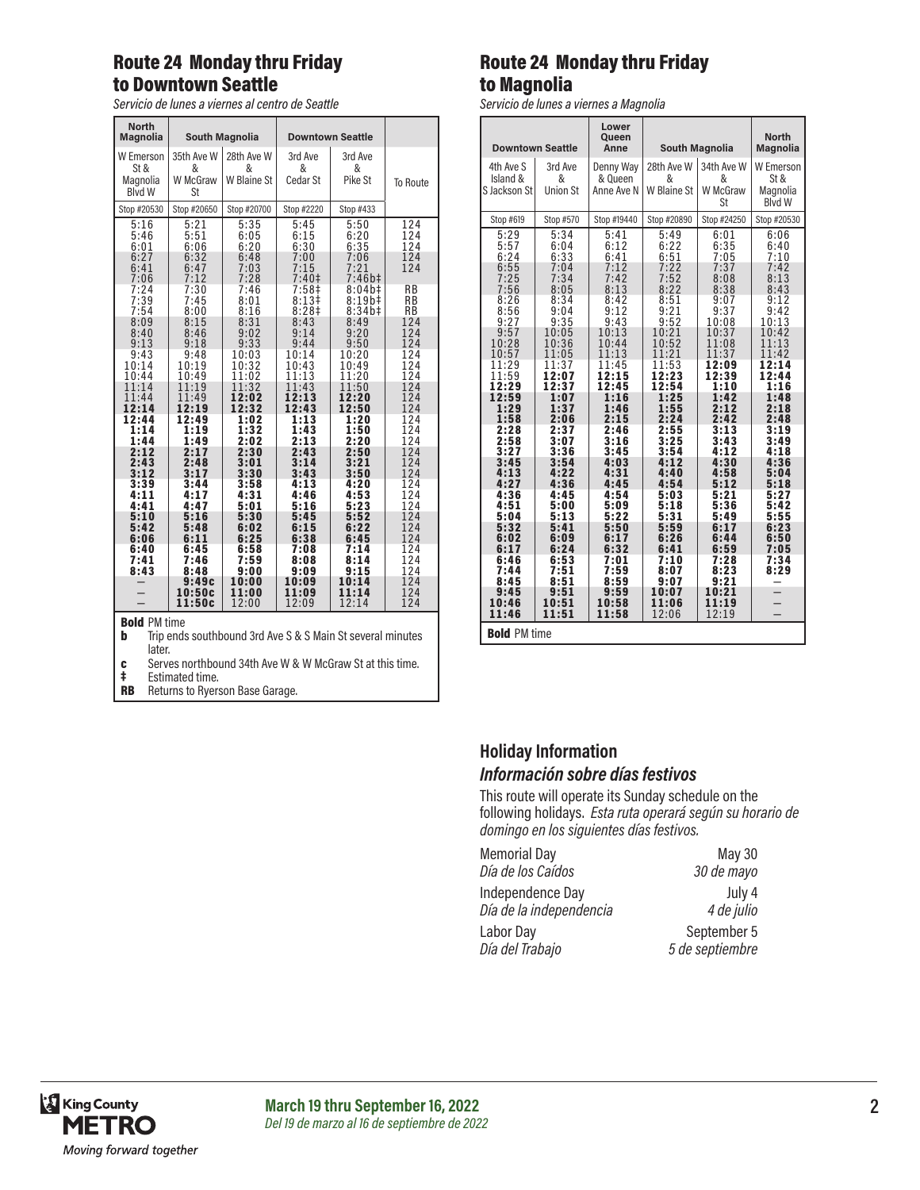## Route 24 Monday thru Friday to Downtown Seattle

*Servicio de lunes a viernes al centro de Seattle*

| North Magnolia | South Magnolia | | Downtown Seattle | | |
|---|---|---|---|---|---|
| W Emerson St & Magnolia Blvd W | 35th Ave W & W McGraw St | 28th Ave W & W Blaine St | 3rd Ave & Cedar St | 3rd Ave & Pike St | To Route |
| Stop #20530 | Stop #20650 | Stop #20700 | Stop #2220 | Stop #433 | |
| 5:16 | 5:21 | 5:35 | 5:45 | 5:50 | 124 |
| 5:46 | 5:51 | 6:05 | 6:15 | 6:20 | 124 |
| 6:01 | 6:06 | 6:20 | 6:30 | 6:35 | 124 |
| 6:27 | 6:32 | 6:48 | 7:00 | 7:06 | 124 |
| 6:41 | 6:47 | 7:03 | 7:15 | 7:21 | 124 |
| 7:06 | 7:12 | 7:28 | 7:40‡ | 7:46b‡ | |
| 7:24 | 7:30 | 7:46 | 7:58‡ | 8:04b‡ | RB |
| 7:39 | 7:45 | 8:01 | 8:13‡ | 8:19b‡ | RB |
| 7:54 | 8:00 | 8:16 | 8:28‡ | 8:34b‡ | RB |
| 8:09 | 8:15 | 8:31 | 8:43 | 8:49 | 124 |
| 8:40 | 8:46 | 9:02 | 9:14 | 9:20 | 124 |
| 9:13 | 9:18 | 9:33 | 9:44 | 9:50 | 124 |
| 9:43 | 9:48 | 10:03 | 10:14 | 10:20 | 124 |
| 10:14 | 10:19 | 10:32 | 10:43 | 10:49 | 124 |
| 10:44 | 10:49 | 11:02 | 11:13 | 11:20 | 124 |
| 11:14 | 11:19 | 11:32 | 11:43 | 11:50 | 124 |
| 11:44 | 11:49 | **12:02** | **12:13** | **12:20** | 124 |
| **12:14** | **12:19** | **12:32** | **12:43** | **12:50** | 124 |
| **12:44** | **12:49** | **1:02** | **1:13** | **1:20** | 124 |
| **1:14** | **1:19** | **1:32** | **1:43** | **1:50** | 124 |
| **1:44** | **1:49** | **2:02** | **2:13** | **2:20** | 124 |
| **2:12** | **2:17** | **2:30** | **2:43** | **2:50** | 124 |
| **2:43** | **2:48** | **3:01** | **3:14** | **3:21** | 124 |
| **3:12** | **3:17** | **3:30** | **3:43** | **3:50** | 124 |
| **3:39** | **3:44** | **3:58** | **4:13** | **4:20** | 124 |
| **4:11** | **4:17** | **4:31** | **4:46** | **4:53** | 124 |
| **4:41** | **4:47** | **5:01** | **5:16** | **5:23** | 124 |
| **5:10** | **5:16** | **5:30** | **5:45** | **5:52** | 124 |
| **5:42** | **5:48** | **6:02** | **6:15** | **6:22** | 124 |
| **6:06** | **6:11** | **6:25** | **6:38** | **6:45** | 124 |
| **6:40** | **6:45** | **6:58** | **7:08** | **7:14** | 124 |
| **7:41** | **7:46** | **7:59** | **8:08** | **8:14** | 124 |
| **8:43** | **8:48** | **9:00** | **9:09** | **9:15** | 124 |
| – | **9:49c** | **10:00** | **10:09** | **10:14** | 124 |
| – | **10:50c** | **11:00** | **11:09** | **11:14** | 124 |
| – | **11:50c** | 12:00 | 12:09 | 12:14 | 124 |

**Bold** PM time

**b** Trip ends southbound 3rd Ave S & S Main St several minutes later.

**c** Serves northbound 34th Ave W & W McGraw St at this time.

**‡** Estimated time.

**RB** Returns to Ryerson Base Garage.

## Route 24 Monday thru Friday to Magnolia

*Servicio de lunes a viernes a Magnolia*

| Downtown Seattle | | Lower Queen Anne | South Magnolia | | North Magnolia |
|---|---|---|---|---|---|
| 4th Ave S Island & S Jackson St | 3rd Ave & Union St | Denny Way & Queen Anne Ave N | 28th Ave W & W Blaine St | 34th Ave W & W McGraw St | W Emerson St & Magnolia Blvd W |
| Stop #619 | Stop #570 | Stop #19440 | Stop #20890 | Stop #24250 | Stop #20530 |
| 5:29 | 5:34 | 5:41 | 5:49 | 6:01 | 6:06 |
| 5:57 | 6:04 | 6:12 | 6:22 | 6:35 | 6:40 |
| 6:24 | 6:33 | 6:41 | 6:51 | 7:05 | 7:10 |
| 6:55 | 7:04 | 7:12 | 7:22 | 7:37 | 7:42 |
| 7:25 | 7:34 | 7:42 | 7:52 | 8:08 | 8:13 |
| 7:56 | 8:05 | 8:13 | 8:22 | 8:38 | 8:43 |
| 8:26 | 8:34 | 8:42 | 8:51 | 9:07 | 9:12 |
| 8:56 | 9:04 | 9:12 | 9:21 | 9:37 | 9:42 |
| 9:27 | 9:35 | 9:43 | 9:52 | 10:08 | 10:13 |
| 9:57 | 10:05 | 10:13 | 10:21 | 10:37 | 10:42 |
| 10:28 | 10:36 | 10:44 | 10:52 | 11:08 | 11:13 |
| 10:57 | 11:05 | 11:13 | 11:21 | 11:37 | 11:42 |
| 11:29 | 11:37 | 11:45 | 11:53 | **12:09** | **12:14** |
| 11:59 | **12:07** | **12:15** | **12:23** | **12:39** | **12:44** |
| **12:29** | **12:37** | **12:45** | **12:54** | **1:10** | **1:16** |
| **12:59** | **1:07** | **1:16** | **1:25** | **1:42** | **1:48** |
| **1:29** | **1:37** | **1:46** | **1:55** | **2:12** | **2:18** |
| **1:58** | **2:06** | **2:15** | **2:24** | **2:42** | **2:48** |
| **2:28** | **2:37** | **2:46** | **2:55** | **3:13** | **3:19** |
| **2:58** | **3:07** | **3:16** | **3:25** | **3:43** | **3:49** |
| **3:27** | **3:36** | **3:45** | **3:54** | **4:12** | **4:18** |
| **3:45** | **3:54** | **4:03** | **4:12** | **4:30** | **4:36** |
| **4:13** | **4:22** | **4:31** | **4:40** | **4:58** | **5:04** |
| **4:27** | **4:36** | **4:45** | **4:54** | **5:12** | **5:18** |
| **4:36** | **4:45** | **4:54** | **5:03** | **5:21** | **5:27** |
| **4:51** | **5:00** | **5:09** | **5:18** | **5:36** | **5:42** |
| **5:04** | **5:13** | **5:22** | **5:31** | **5:49** | **5:55** |
| **5:32** | **5:41** | **5:50** | **5:59** | **6:17** | **6:23** |
| **6:02** | **6:09** | **6:17** | **6:26** | **6:44** | **6:50** |
| **6:17** | **6:24** | **6:32** | **6:41** | **6:59** | **7:05** |
| **6:46** | **6:53** | **7:01** | **7:10** | **7:28** | **7:34** |
| **7:44** | **7:51** | **7:59** | **8:07** | **8:23** | **8:29** |
| **8:45** | **8:51** | **8:59** | **9:07** | **9:21** | – |
| **9:45** | **9:51** | **9:59** | **10:07** | **10:21** | – |
| **10:46** | **10:51** | **10:58** | **11:06** | **11:19** | – |
| **11:46** | **11:51** | **11:58** | 12:06 | 12:19 | – |

**Bold** PM time

### Holiday Information

### *Información sobre días festivos*

This route will operate its Sunday schedule on the following holidays. *Esta ruta operará según su horario de domingo en los siguientes días festivos.*

| | |
|---|---|
| Memorial Day<br>*Día de los Caídos* | May 30<br>*30 de mayo* |
| Independence Day<br>*Día de la independencia* | July 4<br>*4 de julio* |
| Labor Day<br>*Día del Trabajo* | September 5<br>*5 de septiembre* |

King County METRO *Moving forward together*

**March 19 thru September 16, 2022**
*Del 19 de marzo al 16 de septiembre de 2022*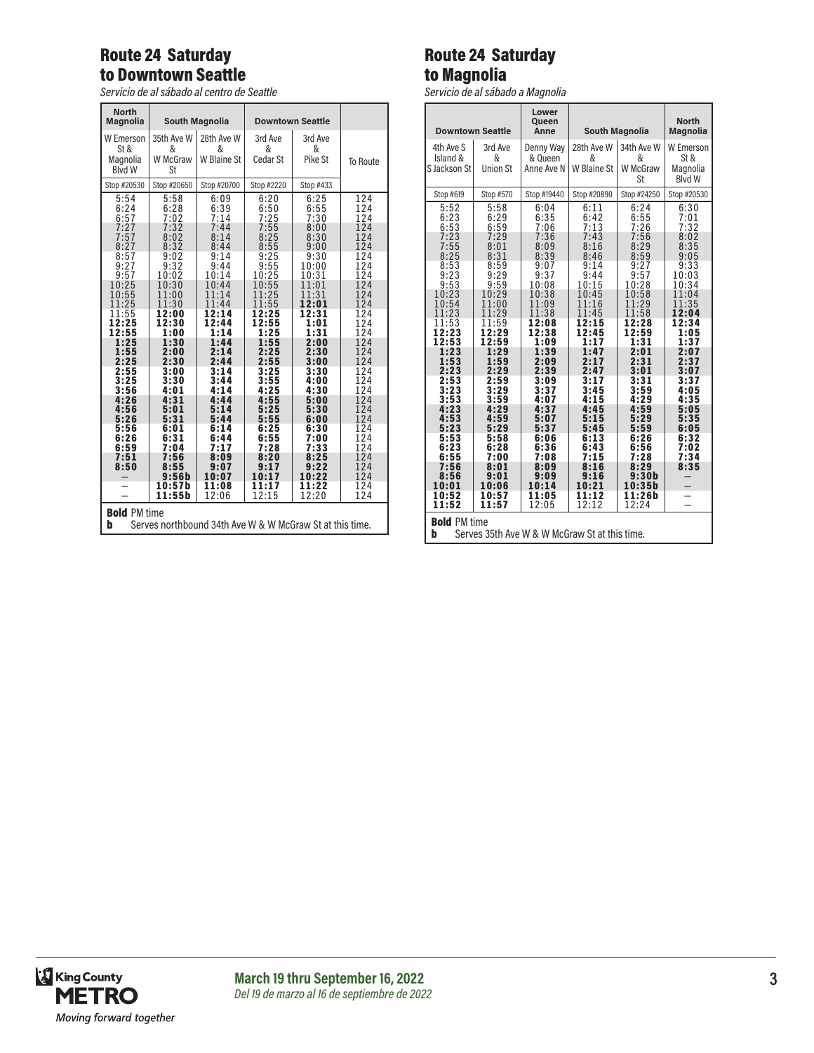## Route 24 Saturday to Downtown Seattle

*Servicio de al sábado al centro de Seattle*

| North Magnolia | South Magnolia | | Downtown Seattle | | |
|---|---|---|---|---|---|
| W Emerson St & Magnolia Blvd W | 35th Ave W & W McGraw St | 28th Ave W & W Blaine St | 3rd Ave & Cedar St | 3rd Ave & Pike St | To Route |
| Stop #20530 | Stop #20650 | Stop #20700 | Stop #2220 | Stop #433 | |
| 5:54 | 5:58 | 6:09 | 6:20 | 6:25 | 124 |
| 6:24 | 6:28 | 6:39 | 6:50 | 6:55 | 124 |
| 6:57 | 7:02 | 7:14 | 7:25 | 7:30 | 124 |
| 7:27 | 7:32 | 7:44 | 7:55 | 8:00 | 124 |
| 7:57 | 8:02 | 8:14 | 8:25 | 8:30 | 124 |
| 8:27 | 8:32 | 8:44 | 8:55 | 9:00 | 124 |
| 8:57 | 9:02 | 9:14 | 9:25 | 9:30 | 124 |
| 9:27 | 9:32 | 9:44 | 9:55 | 10:00 | 124 |
| 9:57 | 10:02 | 10:14 | 10:25 | 10:31 | 124 |
| 10:25 | 10:30 | 10:44 | 10:55 | 11:01 | 124 |
| 10:55 | 11:00 | 11:14 | 11:25 | 11:31 | 124 |
| 11:25 | 11:30 | 11:44 | 11:55 | **12:01** | 124 |
| 11:55 | **12:00** | **12:14** | **12:25** | **12:31** | 124 |
| **12:25** | **12:30** | **12:44** | **12:55** | **1:01** | 124 |
| **12:55** | **1:00** | **1:14** | **1:25** | **1:31** | 124 |
| **1:25** | **1:30** | **1:44** | **1:55** | **2:00** | 124 |
| **1:55** | **2:00** | **2:14** | **2:25** | **2:30** | 124 |
| **2:25** | **2:30** | **2:44** | **2:55** | **3:00** | 124 |
| **2:55** | **3:00** | **3:14** | **3:25** | **3:30** | 124 |
| **3:25** | **3:30** | **3:44** | **3:55** | **4:00** | 124 |
| **3:56** | **4:01** | **4:14** | **4:25** | **4:30** | 124 |
| **4:26** | **4:31** | **4:44** | **4:55** | **5:00** | 124 |
| **4:56** | **5:01** | **5:14** | **5:25** | **5:30** | 124 |
| **5:26** | **5:31** | **5:44** | **5:55** | **6:00** | 124 |
| **5:56** | **6:01** | **6:14** | **6:25** | **6:30** | 124 |
| **6:26** | **6:31** | **6:44** | **6:55** | **7:00** | 124 |
| **6:59** | **7:04** | **7:17** | **7:28** | **7:33** | 124 |
| **7:51** | **7:56** | **8:09** | **8:20** | **8:25** | 124 |
| **8:50** | **8:55** | **9:07** | **9:17** | **9:22** | 124 |
| – | **9:56b** | **10:07** | **10:17** | **10:22** | 124 |
| – | **10:57b** | **11:08** | **11:17** | **11:22** | 124 |
| – | **11:55b** | 12:06 | 12:15 | 12:20 | 124 |

**Bold** PM time
**b** Serves northbound 34th Ave W & W McGraw St at this time.

## Route 24 Saturday to Magnolia

*Servicio de al sábado a Magnolia*

| Downtown Seattle | | Lower Queen Anne | South Magnolia | | North Magnolia |
|---|---|---|---|---|---|
| 4th Ave S Island & S Jackson St | 3rd Ave & Union St | Denny Way & Queen Anne Ave N | 28th Ave W & W Blaine St | 34th Ave W & W McGraw St | W Emerson St & Magnolia Blvd W |
| Stop #619 | Stop #570 | Stop #19440 | Stop #20890 | Stop #24250 | Stop #20530 |
| 5:52 | 5:58 | 6:04 | 6:11 | 6:24 | 6:30 |
| 6:23 | 6:29 | 6:35 | 6:42 | 6:55 | 7:01 |
| 6:53 | 6:59 | 7:06 | 7:13 | 7:26 | 7:32 |
| 7:23 | 7:29 | 7:36 | 7:43 | 7:56 | 8:02 |
| 7:55 | 8:01 | 8:09 | 8:16 | 8:29 | 8:35 |
| 8:25 | 8:31 | 8:39 | 8:46 | 8:59 | 9:05 |
| 8:53 | 8:59 | 9:07 | 9:14 | 9:27 | 9:33 |
| 9:23 | 9:29 | 9:37 | 9:44 | 9:57 | 10:03 |
| 9:53 | 9:59 | 10:08 | 10:15 | 10:28 | 10:34 |
| 10:23 | 10:29 | 10:38 | 10:45 | 10:58 | 11:04 |
| 10:54 | 11:00 | 11:09 | 11:16 | 11:29 | 11:35 |
| 11:23 | 11:29 | 11:38 | 11:45 | 11:58 | **12:04** |
| 11:53 | 11:59 | **12:08** | **12:15** | **12:28** | **12:34** |
| **12:23** | **12:29** | **12:38** | **12:45** | **12:59** | **1:05** |
| **12:53** | **12:59** | **1:09** | **1:17** | **1:31** | **1:37** |
| **1:23** | **1:29** | **1:39** | **1:47** | **2:01** | **2:07** |
| **1:53** | **1:59** | **2:09** | **2:17** | **2:31** | **2:37** |
| **2:23** | **2:29** | **2:39** | **2:47** | **3:01** | **3:07** |
| **2:53** | **2:59** | **3:09** | **3:17** | **3:31** | **3:37** |
| **3:23** | **3:29** | **3:37** | **3:45** | **3:59** | **4:05** |
| **3:53** | **3:59** | **4:07** | **4:15** | **4:29** | **4:35** |
| **4:23** | **4:29** | **4:37** | **4:45** | **4:59** | **5:05** |
| **4:53** | **4:59** | **5:07** | **5:15** | **5:29** | **5:35** |
| **5:23** | **5:29** | **5:37** | **5:45** | **5:59** | **6:05** |
| **5:53** | **5:58** | **6:06** | **6:13** | **6:26** | **6:32** |
| **6:23** | **6:28** | **6:36** | **6:43** | **6:56** | **7:02** |
| **6:55** | **7:00** | **7:08** | **7:15** | **7:28** | **7:34** |
| **7:56** | **8:01** | **8:09** | **8:16** | **8:29** | **8:35** |
| **8:56** | **9:01** | **9:09** | **9:16** | **9:30b** | – |
| **10:01** | **10:06** | **10:14** | **10:21** | **10:35b** | – |
| **10:52** | **10:57** | **11:05** | **11:12** | **11:26b** | – |
| **11:52** | **11:57** | 12:05 | 12:12 | 12:24 | – |

**Bold** PM time
**b** Serves 35th Ave W & W McGraw St at this time.

**March 19 thru September 16, 2022**
*Del 19 de marzo al 16 de septiembre de 2022*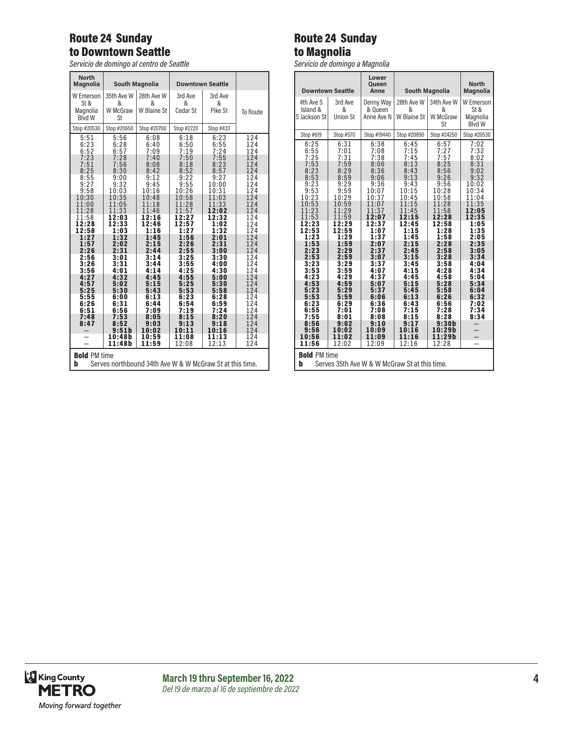## Route 24 Sunday to Downtown Seattle

*Servicio de domingo al centro de Seattle*

| North Magnolia | South Magnolia | | Downtown Seattle | | |
|---|---|---|---|---|---|
| W Emerson St & Magnolia Blvd W | 35th Ave W & W McGraw St | 28th Ave W & W Blaine St | 3rd Ave & Cedar St | 3rd Ave & Pike St | To Route |
| Stop #20530 | Stop #20650 | Stop #20700 | Stop #2220 | Stop #433 | |
| 5:51 | 5:56 | 6:08 | 6:18 | 6:23 | 124 |
| 6:23 | 6:28 | 6:40 | 6:50 | 6:55 | 124 |
| 6:52 | 6:57 | 7:09 | 7:19 | 7:24 | 124 |
| 7:23 | 7:28 | 7:40 | 7:50 | 7:55 | 124 |
| 7:51 | 7:56 | 8:08 | 8:18 | 8:23 | 124 |
| 8:25 | 8:30 | 8:42 | 8:52 | 8:57 | 124 |
| 8:55 | 9:00 | 9:12 | 9:22 | 9:27 | 124 |
| 9:27 | 9:32 | 9:45 | 9:55 | 10:00 | 124 |
| 9:58 | 10:03 | 10:16 | 10:26 | 10:31 | 124 |
| 10:30 | 10:35 | 10:48 | 10:58 | 11:03 | 124 |
| 11:00 | 11:05 | 11:18 | 11:28 | 11:33 | 124 |
| 11:28 | 11:33 | 11:46 | 11:57 | **12:02** | 124 |
| 11:58 | **12:03** | **12:16** | **12:27** | **12:32** | 124 |
| **12:28** | **12:33** | **12:46** | **12:57** | **1:02** | 124 |
| **12:58** | **1:03** | **1:16** | **1:27** | **1:32** | 124 |
| **1:27** | **1:32** | **1:45** | **1:56** | **2:01** | 124 |
| **1:57** | **2:02** | **2:15** | **2:26** | **2:31** | 124 |
| **2:26** | **2:31** | **2:44** | **2:55** | **3:00** | 124 |
| **2:56** | **3:01** | **3:14** | **3:25** | **3:30** | 124 |
| **3:26** | **3:31** | **3:44** | **3:55** | **4:00** | 124 |
| **3:56** | **4:01** | **4:14** | **4:25** | **4:30** | 124 |
| **4:27** | **4:32** | **4:45** | **4:55** | **5:00** | 124 |
| **4:57** | **5:02** | **5:15** | **5:25** | **5:30** | 124 |
| **5:25** | **5:30** | **5:43** | **5:53** | **5:58** | 124 |
| **5:55** | **6:00** | **6:13** | **6:23** | **6:28** | 124 |
| **6:26** | **6:31** | **6:44** | **6:54** | **6:59** | 124 |
| **6:51** | **6:56** | **7:09** | **7:19** | **7:24** | 124 |
| **7:48** | **7:53** | **8:05** | **8:15** | **8:20** | 124 |
| **8:47** | **8:52** | **9:03** | **9:13** | **9:18** | 124 |
| – | **9:51b** | **10:02** | **10:11** | **10:16** | 124 |
| – | **10:48b** | **10:59** | **11:08** | **11:13** | 124 |
| – | **11:48b** | **11:59** | 12:08 | 12:13 | 124 |

**Bold** PM time

**b** Serves northbound 34th Ave W & W McGraw St at this time.

## Route 24 Sunday to Magnolia

*Servicio de domingo a Magnolia*

| Downtown Seattle | | Lower Queen Anne | South Magnolia | | North Magnolia |
|---|---|---|---|---|---|
| 4th Ave S Island & S Jackson St | 3rd Ave & Union St | Denny Way & Queen Anne Ave N | 28th Ave W & W Blaine St | 34th Ave W & W McGraw St | W Emerson St & Magnolia Blvd W |
| Stop #619 | Stop #570 | Stop #19440 | Stop #20890 | Stop #24250 | Stop #20530 |
| 6:25 | 6:31 | 6:38 | 6:45 | 6:57 | 7:02 |
| 6:55 | 7:01 | 7:08 | 7:15 | 7:27 | 7:32 |
| 7:25 | 7:31 | 7:38 | 7:45 | 7:57 | 8:02 |
| 7:53 | 7:59 | 8:06 | 8:13 | 8:25 | 8:31 |
| 8:23 | 8:29 | 8:36 | 8:43 | 8:56 | 9:02 |
| 8:53 | 8:59 | 9:06 | 9:13 | 9:26 | 9:32 |
| 9:23 | 9:29 | 9:36 | 9:43 | 9:56 | 10:02 |
| 9:53 | 9:59 | 10:07 | 10:15 | 10:28 | 10:34 |
| 10:23 | 10:29 | 10:37 | 10:45 | 10:58 | 11:04 |
| 10:53 | 10:59 | 11:07 | 11:15 | 11:28 | 11:35 |
| 11:23 | 11:29 | 11:37 | 11:45 | 11:58 | **12:05** |
| 11:53 | 11:59 | **12:07** | **12:15** | **12:28** | **12:35** |
| **12:23** | **12:29** | **12:37** | **12:45** | **12:58** | **1:05** |
| **12:53** | **12:59** | **1:07** | **1:15** | **1:28** | **1:35** |
| **1:23** | **1:29** | **1:37** | **1:45** | **1:58** | **2:05** |
| **1:53** | **1:59** | **2:07** | **2:15** | **2:28** | **2:35** |
| **2:23** | **2:29** | **2:37** | **2:45** | **2:58** | **3:05** |
| **2:53** | **2:59** | **3:07** | **3:15** | **3:28** | **3:34** |
| **3:23** | **3:29** | **3:37** | **3:45** | **3:58** | **4:04** |
| **3:53** | **3:59** | **4:07** | **4:15** | **4:28** | **4:34** |
| **4:23** | **4:29** | **4:37** | **4:45** | **4:58** | **5:04** |
| **4:53** | **4:59** | **5:07** | **5:15** | **5:28** | **5:34** |
| **5:23** | **5:29** | **5:37** | **5:45** | **5:58** | **6:04** |
| **5:53** | **5:59** | **6:06** | **6:13** | **6:26** | **6:32** |
| **6:23** | **6:29** | **6:36** | **6:43** | **6:56** | **7:02** |
| **6:55** | **7:01** | **7:08** | **7:15** | **7:28** | **7:34** |
| **7:55** | **8:01** | **8:08** | **8:15** | **8:28** | **8:34** |
| **8:56** | **9:02** | **9:10** | **9:17** | **9:30b** | – |
| **9:56** | **10:02** | **10:09** | **10:16** | **10:29b** | – |
| **10:56** | **11:02** | **11:09** | **11:16** | **11:29b** | – |
| **11:56** | 12:02 | 12:09 | 12:16 | 12:28 | – |

**Bold** PM time

**b** Serves 35th Ave W & W McGraw St at this time.

King County METRO

*Moving forward together*

**March 19 thru September 16, 2022**

*Del 19 de marzo al 16 de septiembre de 2022*